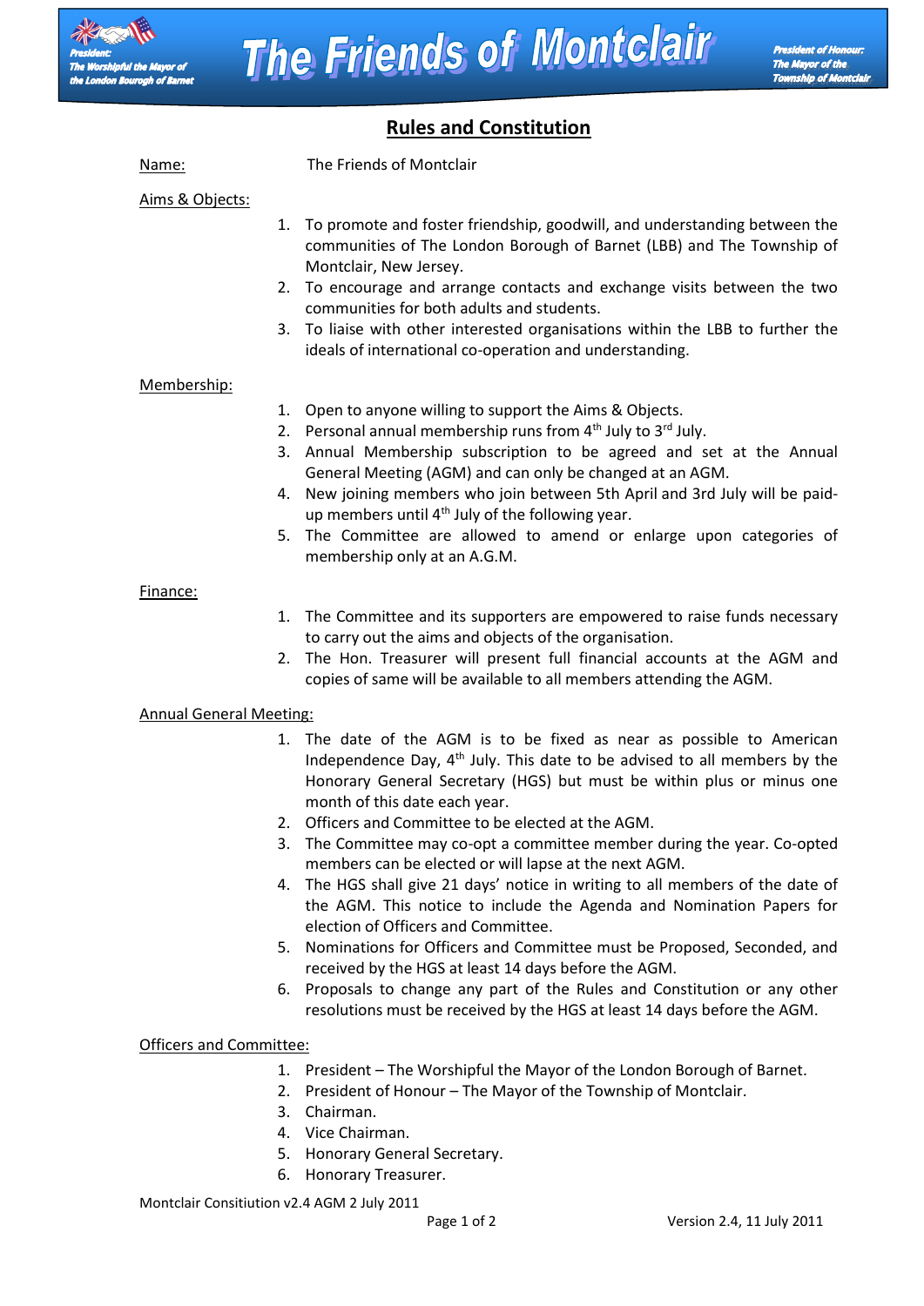# The Friends of Montclair

President: The Worshipful the Mayor of the London Borough of Barnet

President of Honour: The Mayor of the Township of Montclair

## Rules and Constitution

Name: The Friends of Montclair

Aims & Objects:

1. To promote and foster friendship, goodwill, and understanding between the communities of The London Borough of Barnet (LBB) and The Township of Montclair, New Jersey.
2. To encourage and arrange contacts and exchange visits between the two communities for both adults and students.
3. To liaise with other interested organisations within the LBB to further the ideals of international co-operation and understanding.

Membership:

1. Open to anyone willing to support the Aims & Objects.
2. Personal annual membership runs from 4th July to 3rd July.
3. Annual Membership subscription to be agreed and set at the Annual General Meeting (AGM) and can only be changed at an AGM.
4. New joining members who join between 5th April and 3rd July will be paid-up members until 4th July of the following year.
5. The Committee are allowed to amend or enlarge upon categories of membership only at an A.G.M.

Finance:

1. The Committee and its supporters are empowered to raise funds necessary to carry out the aims and objects of the organisation.
2. The Hon. Treasurer will present full financial accounts at the AGM and copies of same will be available to all members attending the AGM.

Annual General Meeting:

1. The date of the AGM is to be fixed as near as possible to American Independence Day, 4th July. This date to be advised to all members by the Honorary General Secretary (HGS) but must be within plus or minus one month of this date each year.
2. Officers and Committee to be elected at the AGM.
3. The Committee may co-opt a committee member during the year. Co-opted members can be elected or will lapse at the next AGM.
4. The HGS shall give 21 days' notice in writing to all members of the date of the AGM. This notice to include the Agenda and Nomination Papers for election of Officers and Committee.
5. Nominations for Officers and Committee must be Proposed, Seconded, and received by the HGS at least 14 days before the AGM.
6. Proposals to change any part of the Rules and Constitution or any other resolutions must be received by the HGS at least 14 days before the AGM.

Officers and Committee:

1. President – The Worshipful the Mayor of the London Borough of Barnet.
2. President of Honour – The Mayor of the Township of Montclair.
3. Chairman.
4. Vice Chairman.
5. Honorary General Secretary.
6. Honorary Treasurer.

Montclair Consitiution v2.4 AGM 2 July 2011

Version 2.4, 11 July 2011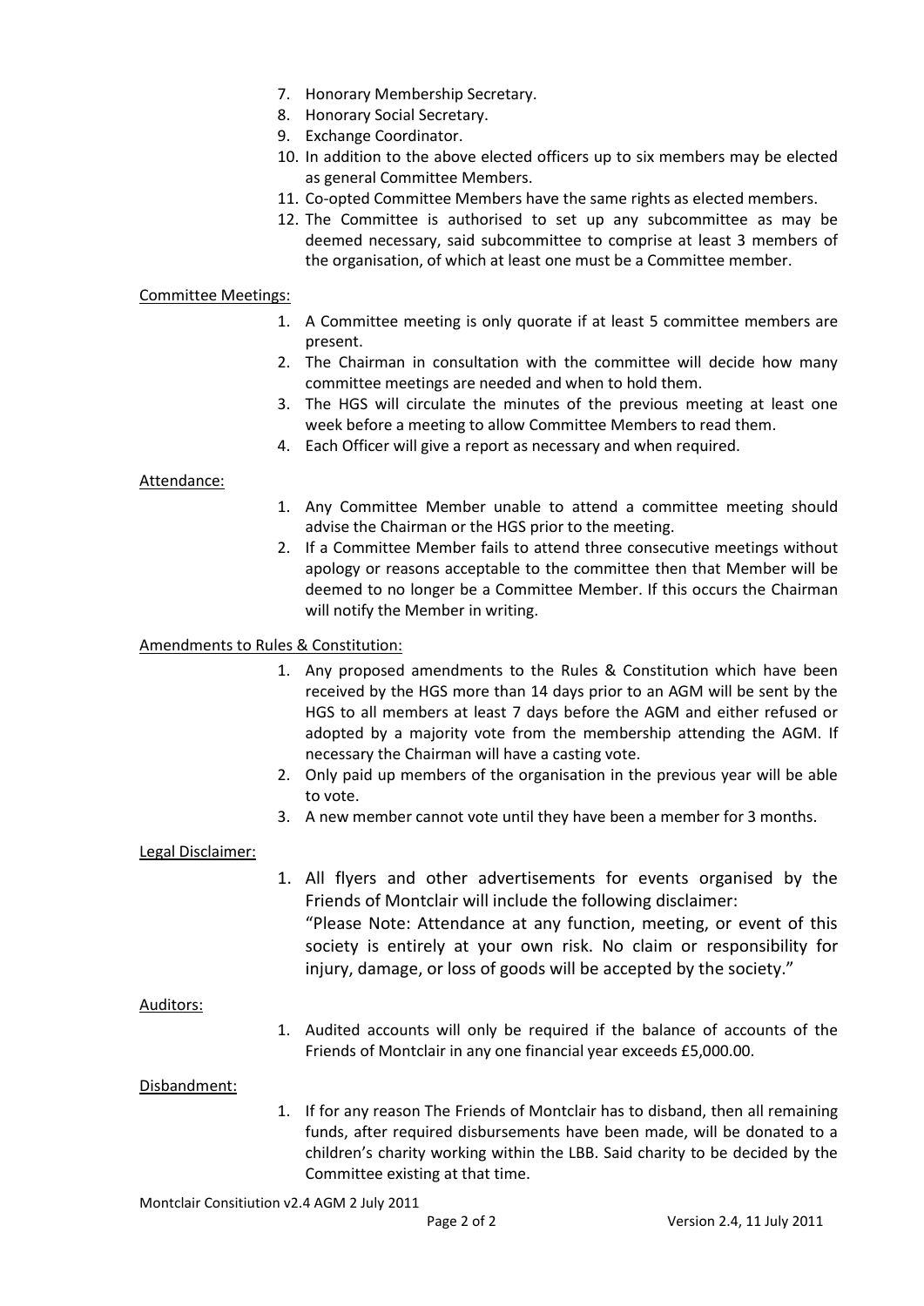7. Honorary Membership Secretary.
8. Honorary Social Secretary.
9. Exchange Coordinator.
10. In addition to the above elected officers up to six members may be elected as general Committee Members.
11. Co-opted Committee Members have the same rights as elected members.
12. The Committee is authorised to set up any subcommittee as may be deemed necessary, said subcommittee to comprise at least 3 members of the organisation, of which at least one must be a Committee member.

Committee Meetings:

1. A Committee meeting is only quorate if at least 5 committee members are present.
2. The Chairman in consultation with the committee will decide how many committee meetings are needed and when to hold them.
3. The HGS will circulate the minutes of the previous meeting at least one week before a meeting to allow Committee Members to read them.
4. Each Officer will give a report as necessary and when required.

Attendance:

1. Any Committee Member unable to attend a committee meeting should advise the Chairman or the HGS prior to the meeting.
2. If a Committee Member fails to attend three consecutive meetings without apology or reasons acceptable to the committee then that Member will be deemed to no longer be a Committee Member. If this occurs the Chairman will notify the Member in writing.

Amendments to Rules & Constitution:

1. Any proposed amendments to the Rules & Constitution which have been received by the HGS more than 14 days prior to an AGM will be sent by the HGS to all members at least 7 days before the AGM and either refused or adopted by a majority vote from the membership attending the AGM. If necessary the Chairman will have a casting vote.
2. Only paid up members of the organisation in the previous year will be able to vote.
3. A new member cannot vote until they have been a member for 3 months.

Legal Disclaimer:

1. All flyers and other advertisements for events organised by the Friends of Montclair will include the following disclaimer:
   "Please Note: Attendance at any function, meeting, or event of this society is entirely at your own risk. No claim or responsibility for injury, damage, or loss of goods will be accepted by the society."

Auditors:

1. Audited accounts will only be required if the balance of accounts of the Friends of Montclair in any one financial year exceeds £5,000.00.

Disbandment:

1. If for any reason The Friends of Montclair has to disband, then all remaining funds, after required disbursements have been made, will be donated to a children's charity working within the LBB. Said charity to be decided by the Committee existing at that time.